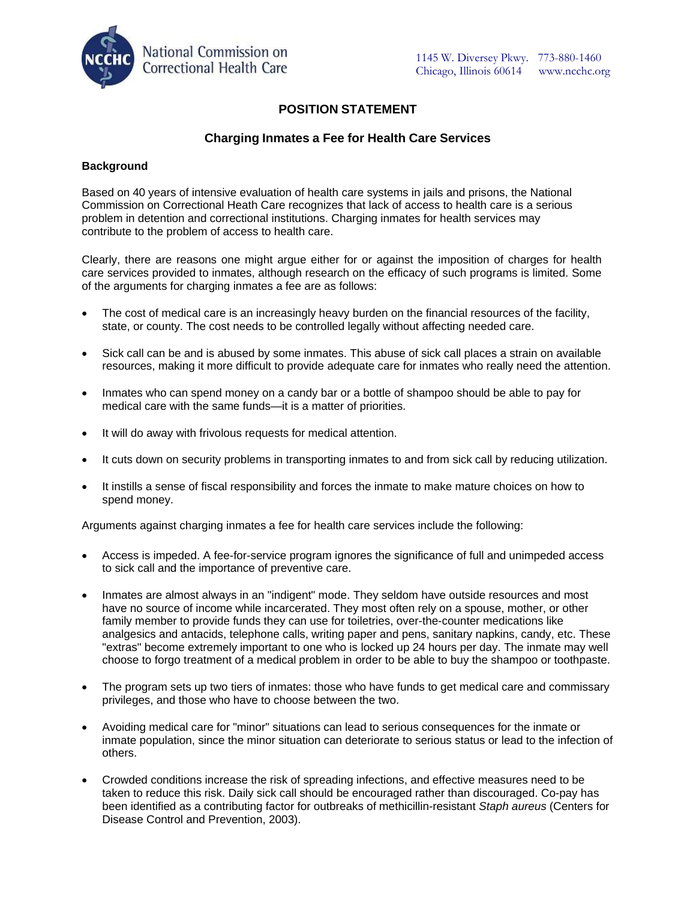National Commission on Correctional Health Care

1145 W. Diversey Pkwy. 773-880-1460
Chicago, Illinois 60614 www.ncchc.org

# POSITION STATEMENT

## Charging Inmates a Fee for Health Care Services

### Background

Based on 40 years of intensive evaluation of health care systems in jails and prisons, the National Commission on Correctional Heath Care recognizes that lack of access to health care is a serious problem in detention and correctional institutions. Charging inmates for health services may contribute to the problem of access to health care.

Clearly, there are reasons one might argue either for or against the imposition of charges for health care services provided to inmates, although research on the efficacy of such programs is limited. Some of the arguments for charging inmates a fee are as follows:

- The cost of medical care is an increasingly heavy burden on the financial resources of the facility, state, or county. The cost needs to be controlled legally without affecting needed care.
- Sick call can be and is abused by some inmates. This abuse of sick call places a strain on available resources, making it more difficult to provide adequate care for inmates who really need the attention.
- Inmates who can spend money on a candy bar or a bottle of shampoo should be able to pay for medical care with the same funds—it is a matter of priorities.
- It will do away with frivolous requests for medical attention.
- It cuts down on security problems in transporting inmates to and from sick call by reducing utilization.
- It instills a sense of fiscal responsibility and forces the inmate to make mature choices on how to spend money.

Arguments against charging inmates a fee for health care services include the following:

- Access is impeded. A fee-for-service program ignores the significance of full and unimpeded access to sick call and the importance of preventive care.
- Inmates are almost always in an "indigent" mode. They seldom have outside resources and most have no source of income while incarcerated. They most often rely on a spouse, mother, or other family member to provide funds they can use for toiletries, over-the-counter medications like analgesics and antacids, telephone calls, writing paper and pens, sanitary napkins, candy, etc. These "extras" become extremely important to one who is locked up 24 hours per day. The inmate may well choose to forgo treatment of a medical problem in order to be able to buy the shampoo or toothpaste.
- The program sets up two tiers of inmates: those who have funds to get medical care and commissary privileges, and those who have to choose between the two.
- Avoiding medical care for "minor" situations can lead to serious consequences for the inmate or inmate population, since the minor situation can deteriorate to serious status or lead to the infection of others.
- Crowded conditions increase the risk of spreading infections, and effective measures need to be taken to reduce this risk. Daily sick call should be encouraged rather than discouraged. Co-pay has been identified as a contributing factor for outbreaks of methicillin-resistant *Staph aureus* (Centers for Disease Control and Prevention, 2003).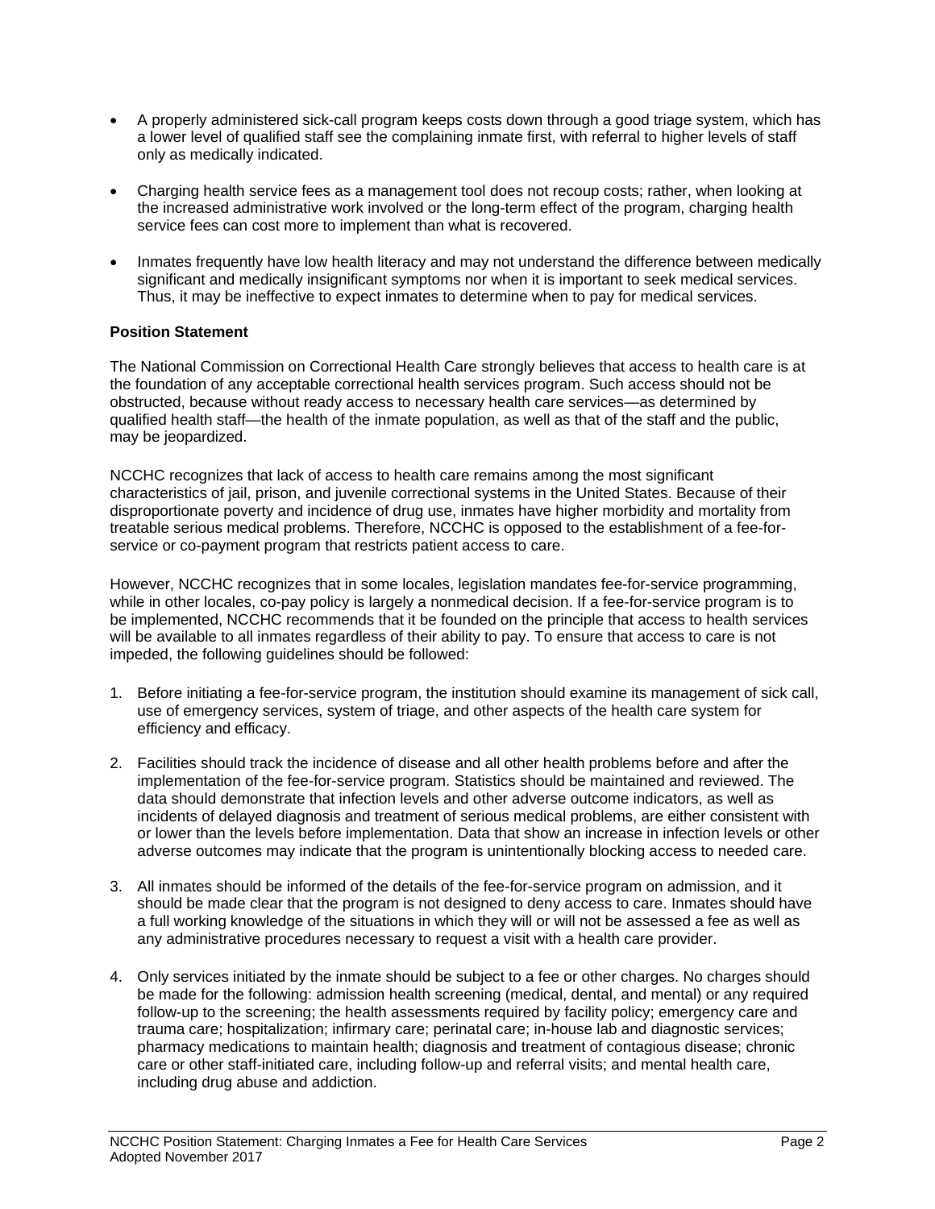- A properly administered sick-call program keeps costs down through a good triage system, which has a lower level of qualified staff see the complaining inmate first, with referral to higher levels of staff only as medically indicated.

- Charging health service fees as a management tool does not recoup costs; rather, when looking at the increased administrative work involved or the long-term effect of the program, charging health service fees can cost more to implement than what is recovered.

- Inmates frequently have low health literacy and may not understand the difference between medically significant and medically insignificant symptoms nor when it is important to seek medical services. Thus, it may be ineffective to expect inmates to determine when to pay for medical services.

**Position Statement**

The National Commission on Correctional Health Care strongly believes that access to health care is at the foundation of any acceptable correctional health services program. Such access should not be obstructed, because without ready access to necessary health care services—as determined by qualified health staff—the health of the inmate population, as well as that of the staff and the public, may be jeopardized.

NCCHC recognizes that lack of access to health care remains among the most significant characteristics of jail, prison, and juvenile correctional systems in the United States. Because of their disproportionate poverty and incidence of drug use, inmates have higher morbidity and mortality from treatable serious medical problems. Therefore, NCCHC is opposed to the establishment of a fee-for-service or co-payment program that restricts patient access to care.

However, NCCHC recognizes that in some locales, legislation mandates fee-for-service programming, while in other locales, co-pay policy is largely a nonmedical decision. If a fee-for-service program is to be implemented, NCCHC recommends that it be founded on the principle that access to health services will be available to all inmates regardless of their ability to pay. To ensure that access to care is not impeded, the following guidelines should be followed:

1. Before initiating a fee-for-service program, the institution should examine its management of sick call, use of emergency services, system of triage, and other aspects of the health care system for efficiency and efficacy.

2. Facilities should track the incidence of disease and all other health problems before and after the implementation of the fee-for-service program. Statistics should be maintained and reviewed. The data should demonstrate that infection levels and other adverse outcome indicators, as well as incidents of delayed diagnosis and treatment of serious medical problems, are either consistent with or lower than the levels before implementation. Data that show an increase in infection levels or other adverse outcomes may indicate that the program is unintentionally blocking access to needed care.

3. All inmates should be informed of the details of the fee-for-service program on admission, and it should be made clear that the program is not designed to deny access to care. Inmates should have a full working knowledge of the situations in which they will or will not be assessed a fee as well as any administrative procedures necessary to request a visit with a health care provider.

4. Only services initiated by the inmate should be subject to a fee or other charges. No charges should be made for the following: admission health screening (medical, dental, and mental) or any required follow-up to the screening; the health assessments required by facility policy; emergency care and trauma care; hospitalization; infirmary care; perinatal care; in-house lab and diagnostic services; pharmacy medications to maintain health; diagnosis and treatment of contagious disease; chronic care or other staff-initiated care, including follow-up and referral visits; and mental health care, including drug abuse and addiction.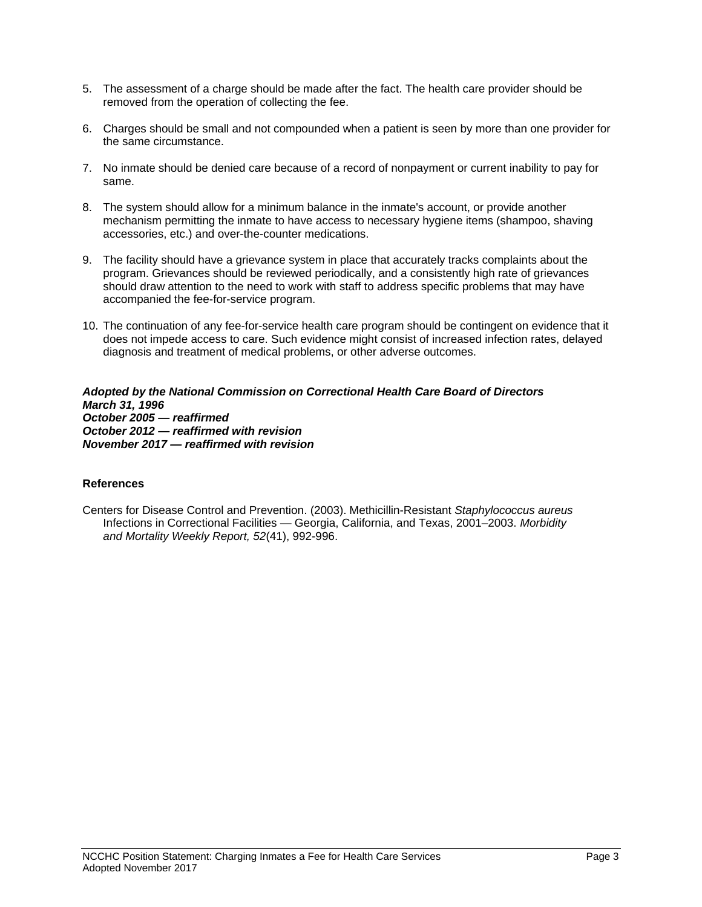5. The assessment of a charge should be made after the fact. The health care provider should be removed from the operation of collecting the fee.

6. Charges should be small and not compounded when a patient is seen by more than one provider for the same circumstance.

7. No inmate should be denied care because of a record of nonpayment or current inability to pay for same.

8. The system should allow for a minimum balance in the inmate's account, or provide another mechanism permitting the inmate to have access to necessary hygiene items (shampoo, shaving accessories, etc.) and over-the-counter medications.

9. The facility should have a grievance system in place that accurately tracks complaints about the program. Grievances should be reviewed periodically, and a consistently high rate of grievances should draw attention to the need to work with staff to address specific problems that may have accompanied the fee-for-service program.

10. The continuation of any fee-for-service health care program should be contingent on evidence that it does not impede access to care. Such evidence might consist of increased infection rates, delayed diagnosis and treatment of medical problems, or other adverse outcomes.

***Adopted by the National Commission on Correctional Health Care Board of Directors***
***March 31, 1996***
***October 2005 — reaffirmed***
***October 2012 — reaffirmed with revision***
***November 2017 — reaffirmed with revision***

**References**

Centers for Disease Control and Prevention. (2003). Methicillin-Resistant *Staphylococcus aureus* Infections in Correctional Facilities — Georgia, California, and Texas, 2001–2003. *Morbidity and Mortality Weekly Report, 52*(41), 992-996.